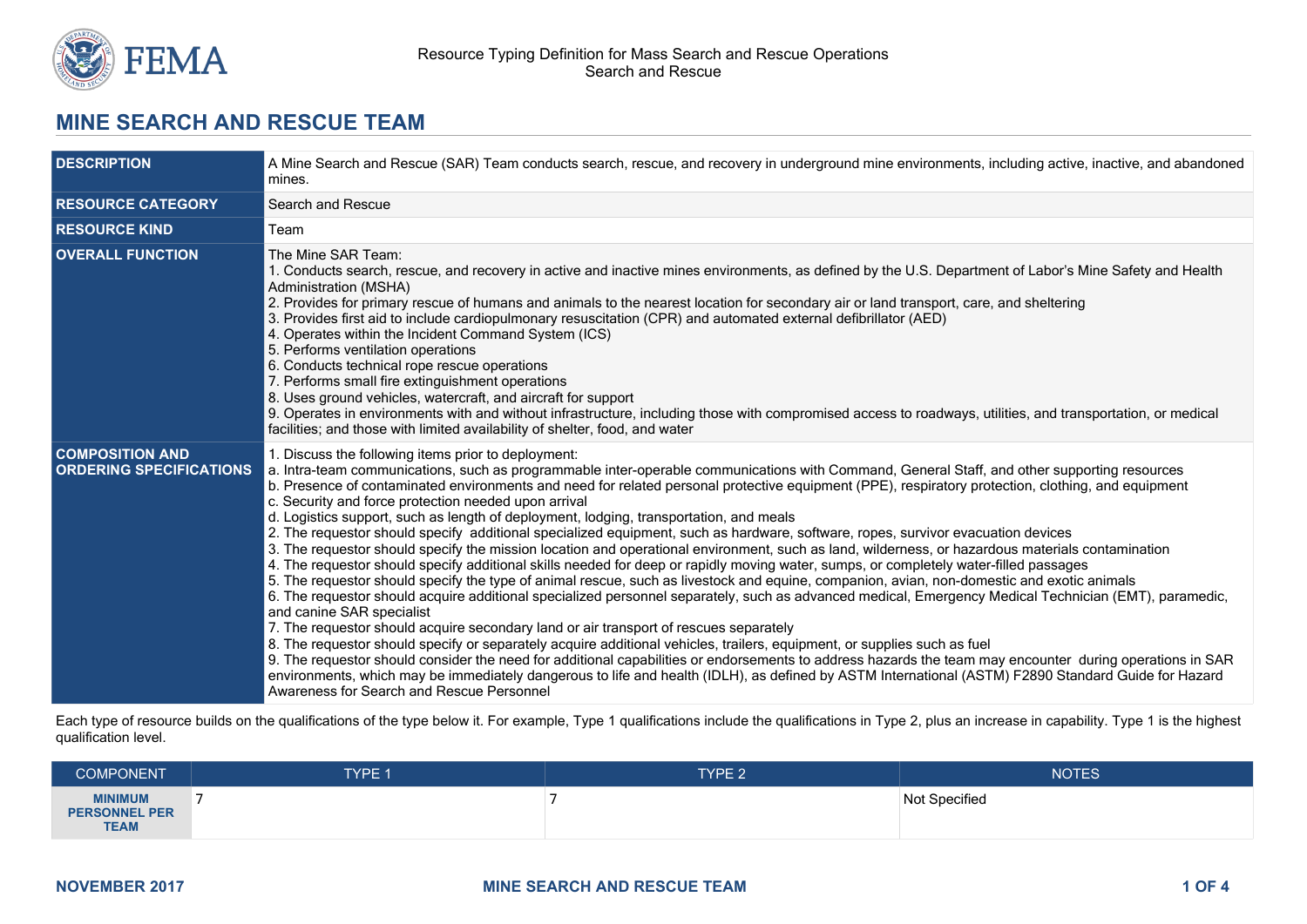# MINE SEARCH AND RESCUE TEAM

| | |
|---|---|
| **DESCRIPTION** | A Mine Search and Rescue (SAR) Team conducts search, rescue, and recovery in underground mine environments, including active, inactive, and abandoned mines. |
| **RESOURCE CATEGORY** | Search and Rescue |
| **RESOURCE KIND** | Team |
| **OVERALL FUNCTION** | The Mine SAR Team:<br>1. Conducts search, rescue, and recovery in active and inactive mines environments, as defined by the U.S. Department of Labor's Mine Safety and Health Administration (MSHA)<br>2. Provides for primary rescue of humans and animals to the nearest location for secondary air or land transport, care, and sheltering<br>3. Provides first aid to include cardiopulmonary resuscitation (CPR) and automated external defibrillator (AED)<br>4. Operates within the Incident Command System (ICS)<br>5. Performs ventilation operations<br>6. Conducts technical rope rescue operations<br>7. Performs small fire extinguishment operations<br>8. Uses ground vehicles, watercraft, and aircraft for support<br>9. Operates in environments with and without infrastructure, including those with compromised access to roadways, utilities, and transportation, or medical facilities; and those with limited availability of shelter, food, and water |
| **COMPOSITION AND ORDERING SPECIFICATIONS** | 1. Discuss the following items prior to deployment:<br>a. Intra-team communications, such as programmable inter-operable communications with Command, General Staff, and other supporting resources<br>b. Presence of contaminated environments and need for related personal protective equipment (PPE), respiratory protection, clothing, and equipment<br>c. Security and force protection needed upon arrival<br>d. Logistics support, such as length of deployment, lodging, transportation, and meals<br>2. The requestor should specify additional specialized equipment, such as hardware, software, ropes, survivor evacuation devices<br>3. The requestor should specify the mission location and operational environment, such as land, wilderness, or hazardous materials contamination<br>4. The requestor should specify additional skills needed for deep or rapidly moving water, sumps, or completely water-filled passages<br>5. The requestor should specify the type of animal rescue, such as livestock and equine, companion, avian, non-domestic and exotic animals<br>6. The requestor should acquire additional specialized personnel separately, such as advanced medical, Emergency Medical Technician (EMT), paramedic, and canine SAR specialist<br>7. The requestor should acquire secondary land or air transport of rescues separately<br>8. The requestor should specify or separately acquire additional vehicles, trailers, equipment, or supplies such as fuel<br>9. The requestor should consider the need for additional capabilities or endorsements to address hazards the team may encounter during operations in SAR environments, which may be immediately dangerous to life and health (IDLH), as defined by ASTM International (ASTM) F2890 Standard Guide for Hazard Awareness for Search and Rescue Personnel |

Each type of resource builds on the qualifications of the type below it. For example, Type 1 qualifications include the qualifications in Type 2, plus an increase in capability. Type 1 is the highest qualification level.

| COMPONENT | TYPE 1 | TYPE 2 | NOTES |
|---|---|---|---|
| **MINIMUM PERSONNEL PER TEAM** | 7 | 7 | Not Specified |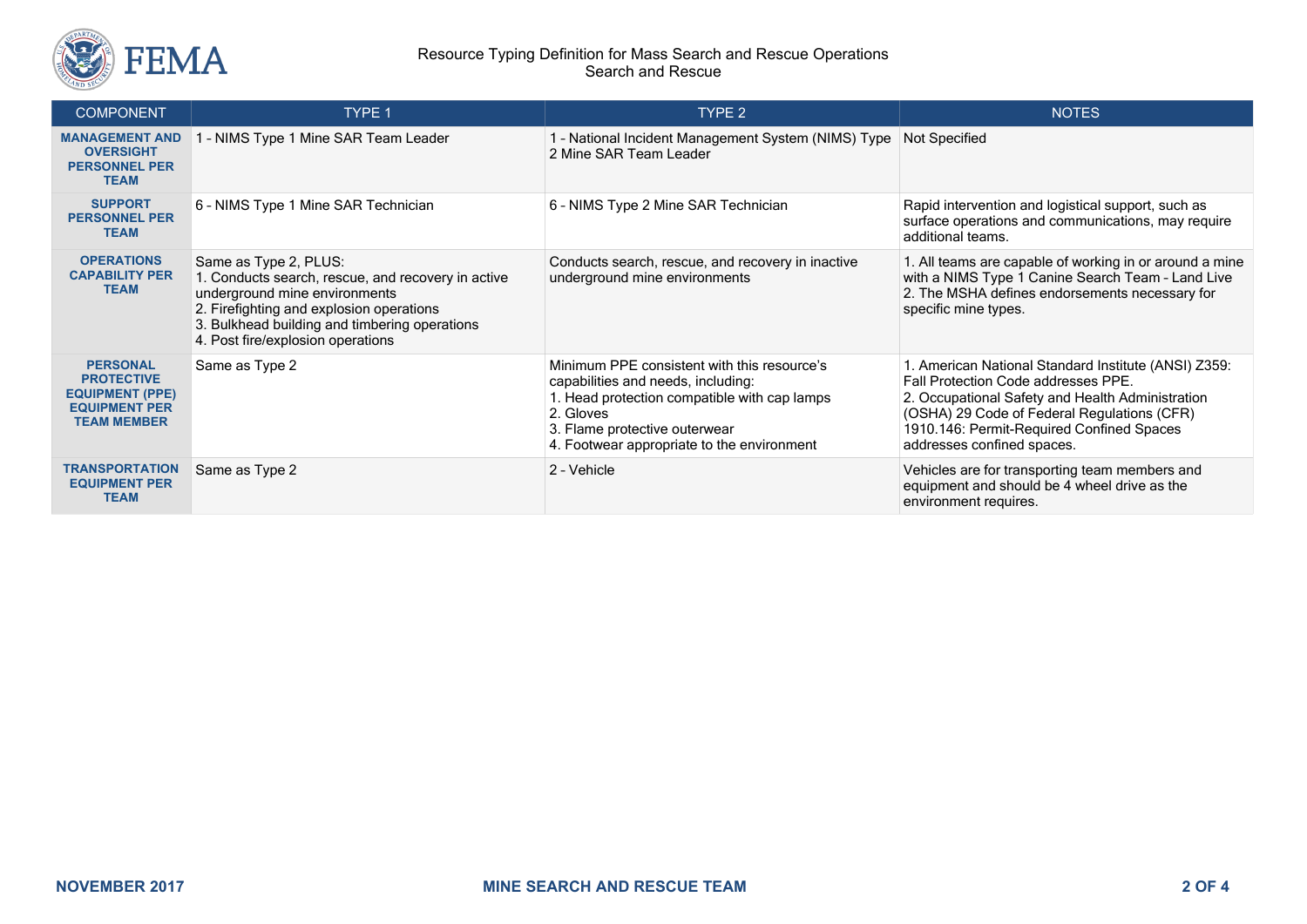| COMPONENT | TYPE 1 | TYPE 2 | NOTES |
|---|---|---|---|
| **MANAGEMENT AND OVERSIGHT PERSONNEL PER TEAM** | 1 - NIMS Type 1 Mine SAR Team Leader | 1 - National Incident Management System (NIMS) Type 2 Mine SAR Team Leader | Not Specified |
| **SUPPORT PERSONNEL PER TEAM** | 6 - NIMS Type 1 Mine SAR Technician | 6 - NIMS Type 2 Mine SAR Technician | Rapid intervention and logistical support, such as surface operations and communications, may require additional teams. |
| **OPERATIONS CAPABILITY PER TEAM** | Same as Type 2, PLUS:<br>1. Conducts search, rescue, and recovery in active underground mine environments<br>2. Firefighting and explosion operations<br>3. Bulkhead building and timbering operations<br>4. Post fire/explosion operations | Conducts search, rescue, and recovery in inactive underground mine environments | 1. All teams are capable of working in or around a mine with a NIMS Type 1 Canine Search Team – Land Live<br>2. The MSHA defines endorsements necessary for specific mine types. |
| **PERSONAL PROTECTIVE EQUIPMENT (PPE) EQUIPMENT PER TEAM MEMBER** | Same as Type 2 | Minimum PPE consistent with this resource's capabilities and needs, including:<br>1. Head protection compatible with cap lamps<br>2. Gloves<br>3. Flame protective outerwear<br>4. Footwear appropriate to the environment | 1. American National Standard Institute (ANSI) Z359: Fall Protection Code addresses PPE.<br>2. Occupational Safety and Health Administration (OSHA) 29 Code of Federal Regulations (CFR) 1910.146: Permit-Required Confined Spaces addresses confined spaces. |
| **TRANSPORTATION EQUIPMENT PER TEAM** | Same as Type 2 | 2 - Vehicle | Vehicles are for transporting team members and equipment and should be 4 wheel drive as the environment requires. |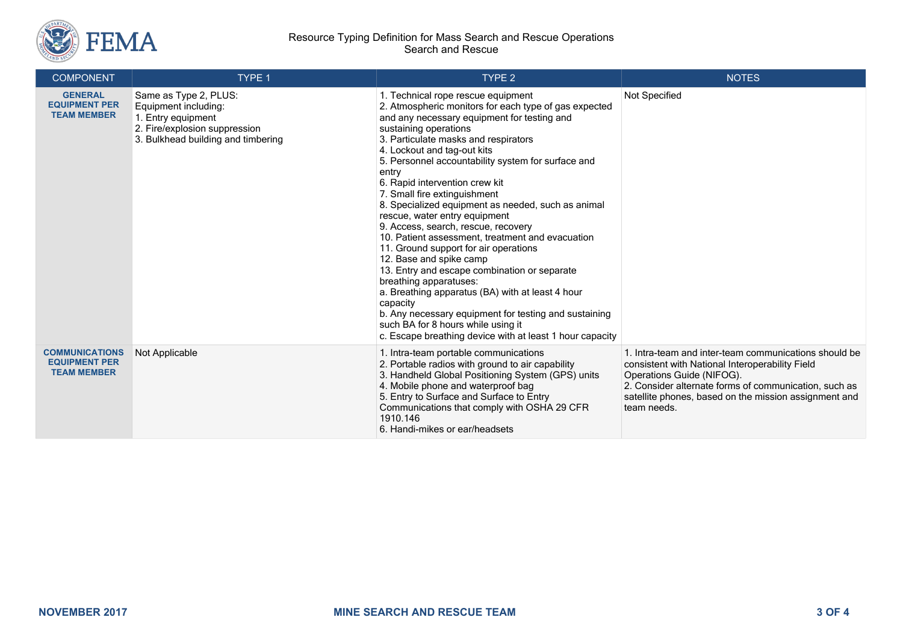| COMPONENT | TYPE 1 | TYPE 2 | NOTES |
| --- | --- | --- | --- |
| **GENERAL EQUIPMENT PER TEAM MEMBER** | Same as Type 2, PLUS:<br>Equipment including:<br>1. Entry equipment<br>2. Fire/explosion suppression<br>3. Bulkhead building and timbering | 1. Technical rope rescue equipment<br>2. Atmospheric monitors for each type of gas expected and any necessary equipment for testing and sustaining operations<br>3. Particulate masks and respirators<br>4. Lockout and tag-out kits<br>5. Personnel accountability system for surface and entry<br>6. Rapid intervention crew kit<br>7. Small fire extinguishment<br>8. Specialized equipment as needed, such as animal rescue, water entry equipment<br>9. Access, search, rescue, recovery<br>10. Patient assessment, treatment and evacuation<br>11. Ground support for air operations<br>12. Base and spike camp<br>13. Entry and escape combination or separate breathing apparatuses:<br>a. Breathing apparatus (BA) with at least 4 hour capacity<br>b. Any necessary equipment for testing and sustaining such BA for 8 hours while using it<br>c. Escape breathing device with at least 1 hour capacity | Not Specified |
| **COMMUNICATIONS EQUIPMENT PER TEAM MEMBER** | Not Applicable | 1. Intra-team portable communications<br>2. Portable radios with ground to air capability<br>3. Handheld Global Positioning System (GPS) units<br>4. Mobile phone and waterproof bag<br>5. Entry to Surface and Surface to Entry Communications that comply with OSHA 29 CFR 1910.146<br>6. Handi-mikes or ear/headsets | 1. Intra-team and inter-team communications should be consistent with National Interoperability Field Operations Guide (NIFOG).<br>2. Consider alternate forms of communication, such as satellite phones, based on the mission assignment and team needs. |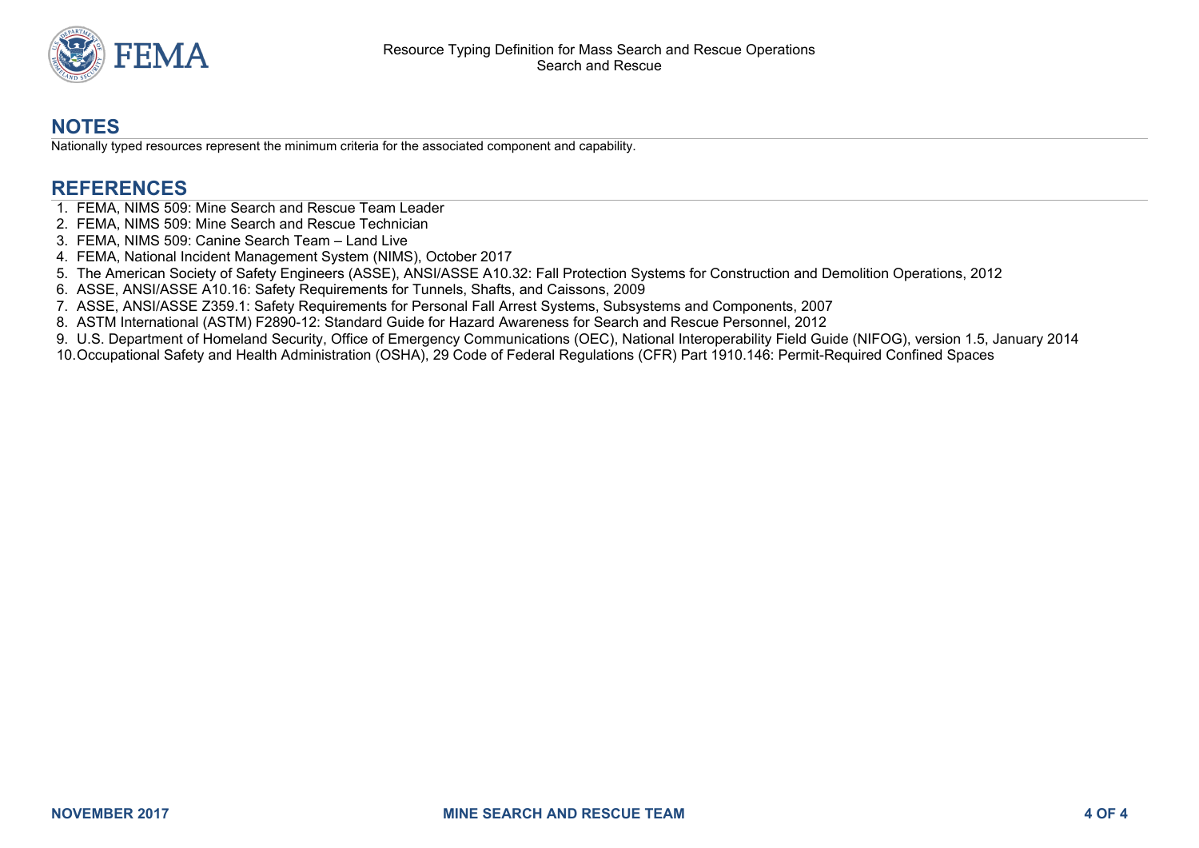## NOTES

Nationally typed resources represent the minimum criteria for the associated component and capability.

## REFERENCES

1. FEMA, NIMS 509: Mine Search and Rescue Team Leader
2. FEMA, NIMS 509: Mine Search and Rescue Technician
3. FEMA, NIMS 509: Canine Search Team – Land Live
4. FEMA, National Incident Management System (NIMS), October 2017
5. The American Society of Safety Engineers (ASSE), ANSI/ASSE A10.32: Fall Protection Systems for Construction and Demolition Operations, 2012
6. ASSE, ANSI/ASSE A10.16: Safety Requirements for Tunnels, Shafts, and Caissons, 2009
7. ASSE, ANSI/ASSE Z359.1: Safety Requirements for Personal Fall Arrest Systems, Subsystems and Components, 2007
8. ASTM International (ASTM) F2890-12: Standard Guide for Hazard Awareness for Search and Rescue Personnel, 2012
9. U.S. Department of Homeland Security, Office of Emergency Communications (OEC), National Interoperability Field Guide (NIFOG), version 1.5, January 2014
10. Occupational Safety and Health Administration (OSHA), 29 Code of Federal Regulations (CFR) Part 1910.146: Permit-Required Confined Spaces